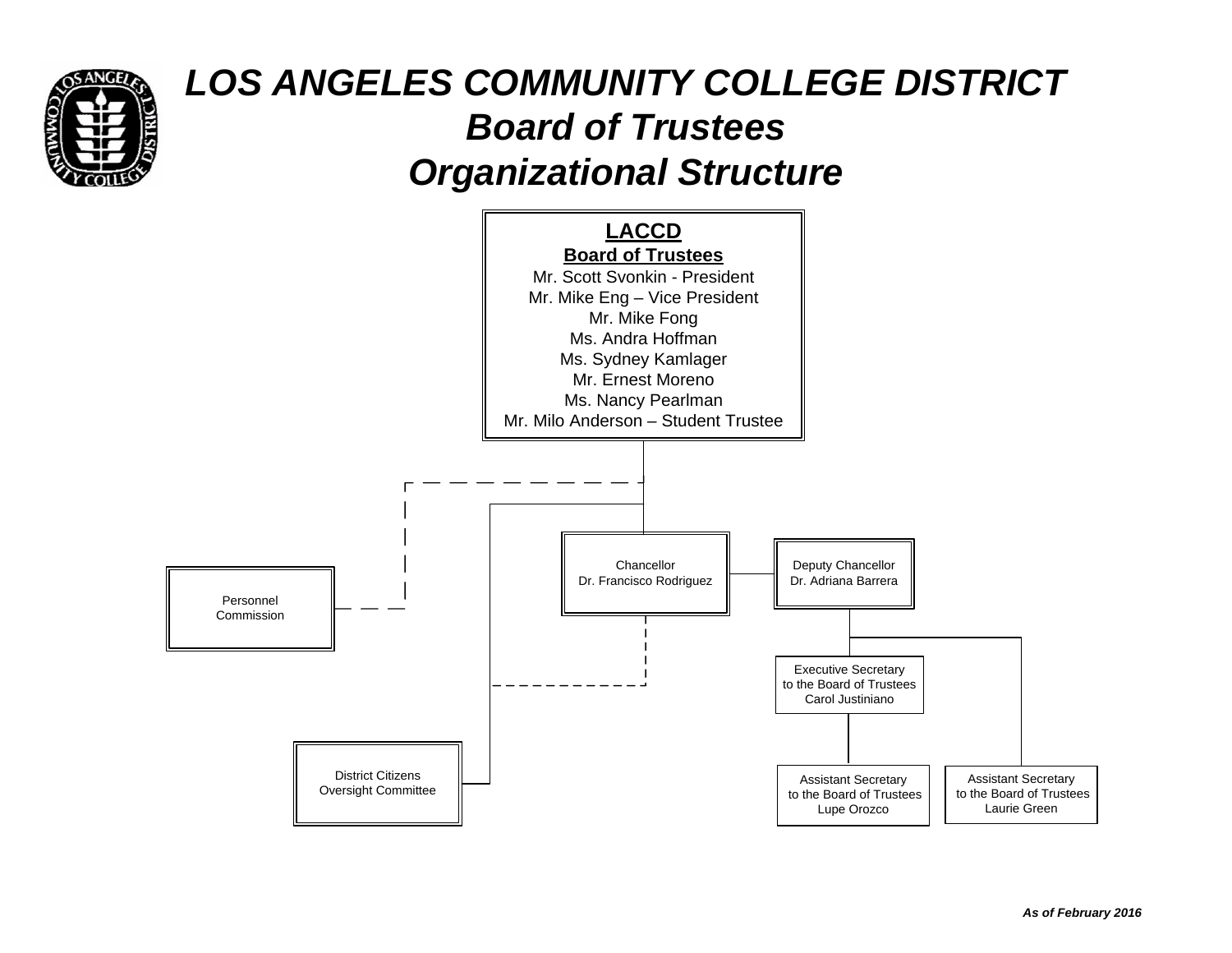# *LOS ANGELES COMMUNITY COLLEGE DISTRICT*

## *Board of Trustees*

## *Organizational Structure*

**LACCD**

**Board of Trustees**

Mr. Scott Svonkin - President
Mr. Mike Eng – Vice President
Mr. Mike Fong
Ms. Andra Hoffman
Ms. Sydney Kamlager
Mr. Ernest Moreno
Ms. Nancy Pearlman
Mr. Milo Anderson – Student Trustee

Personnel Commission

Chancellor
Dr. Francisco Rodriguez

Deputy Chancellor
Dr. Adriana Barrera

Executive Secretary to the Board of Trustees
Carol Justiniano

District Citizens Oversight Committee

Assistant Secretary to the Board of Trustees
Lupe Orozco

Assistant Secretary to the Board of Trustees
Laurie Green

***As of February 2016***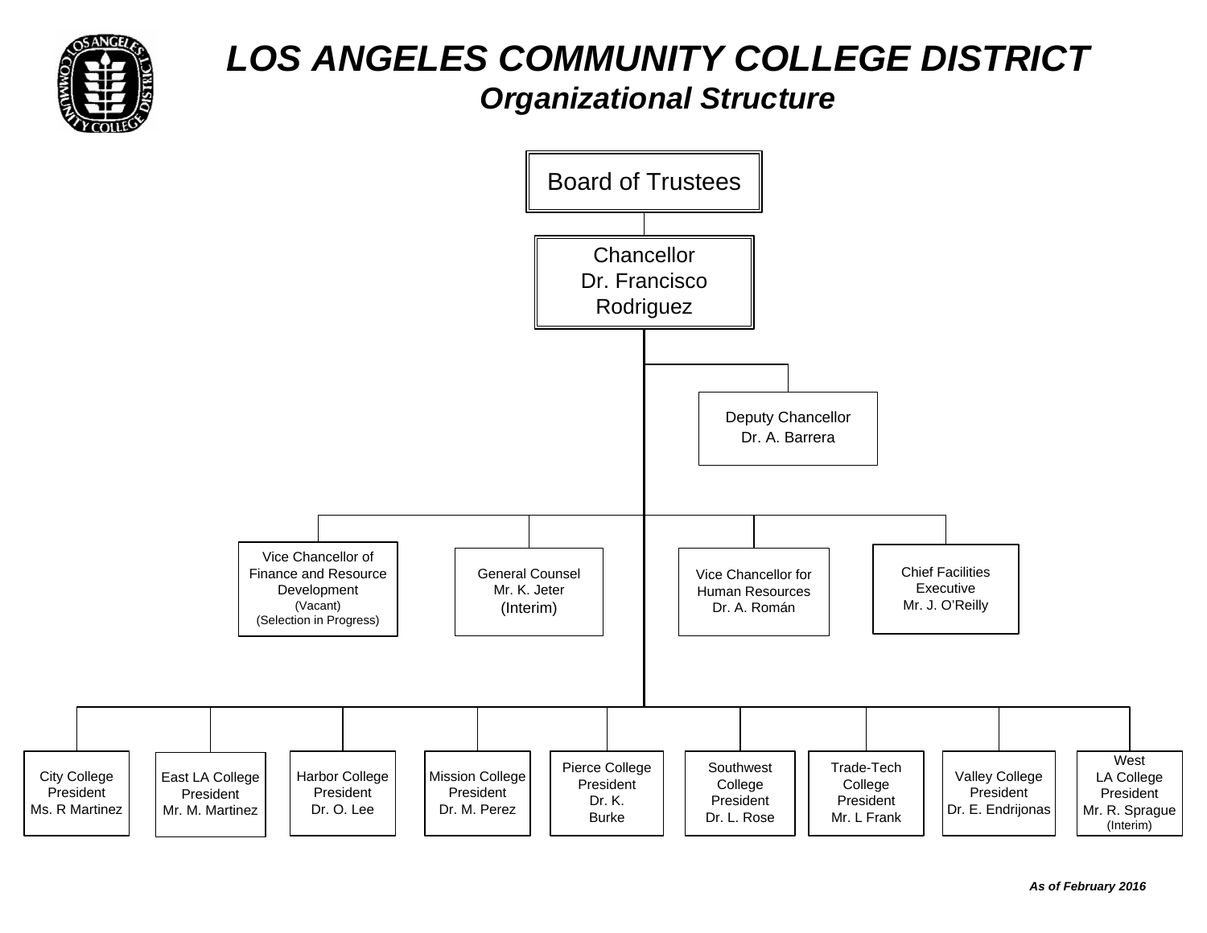# LOS ANGELES COMMUNITY COLLEGE DISTRICT

## *Organizational Structure*

- **Board of Trustees**
  - **Chancellor** – Dr. Francisco Rodriguez
    - Deputy Chancellor – Dr. A. Barrera
    - Vice Chancellor of Finance and Resource Development – (Vacant) (Selection in Progress)
    - General Counsel – Mr. K. Jeter (Interim)
    - Vice Chancellor for Human Resources – Dr. A. Román
    - Chief Facilities Executive – Mr. J. O'Reilly
    - City College President – Ms. R Martinez
    - East LA College President – Mr. M. Martinez
    - Harbor College President – Dr. O. Lee
    - Mission College President – Dr. M. Perez
    - Pierce College President – Dr. K. Burke
    - Southwest College President – Dr. L. Rose
    - Trade-Tech College President – Mr. L Frank
    - Valley College President – Dr. E. Endrijonas
    - West LA College President – Mr. R. Sprague (Interim)

***As of February 2016***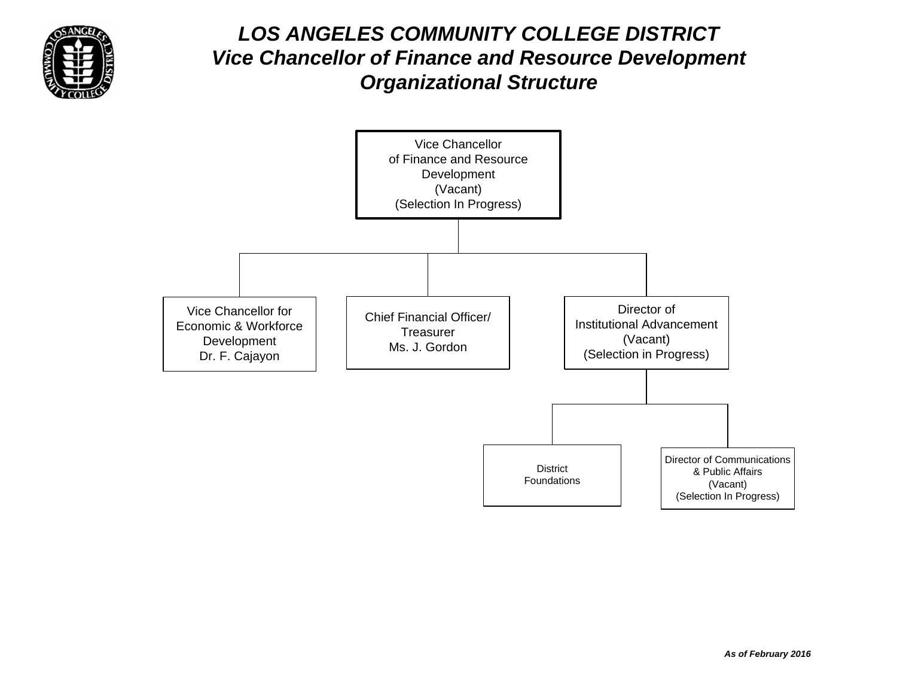# *LOS ANGELES COMMUNITY COLLEGE DISTRICT*
## *Vice Chancellor of Finance and Resource Development*
## *Organizational Structure*

- **Vice Chancellor of Finance and Resource Development** (Vacant) (Selection In Progress)
  - Vice Chancellor for Economic & Workforce Development — Dr. F. Cajayon
  - Chief Financial Officer/ Treasurer — Ms. J. Gordon
  - Director of Institutional Advancement (Vacant) (Selection in Progress)
    - District Foundations
    - Director of Communications & Public Affairs (Vacant) (Selection In Progress)

***As of February 2016***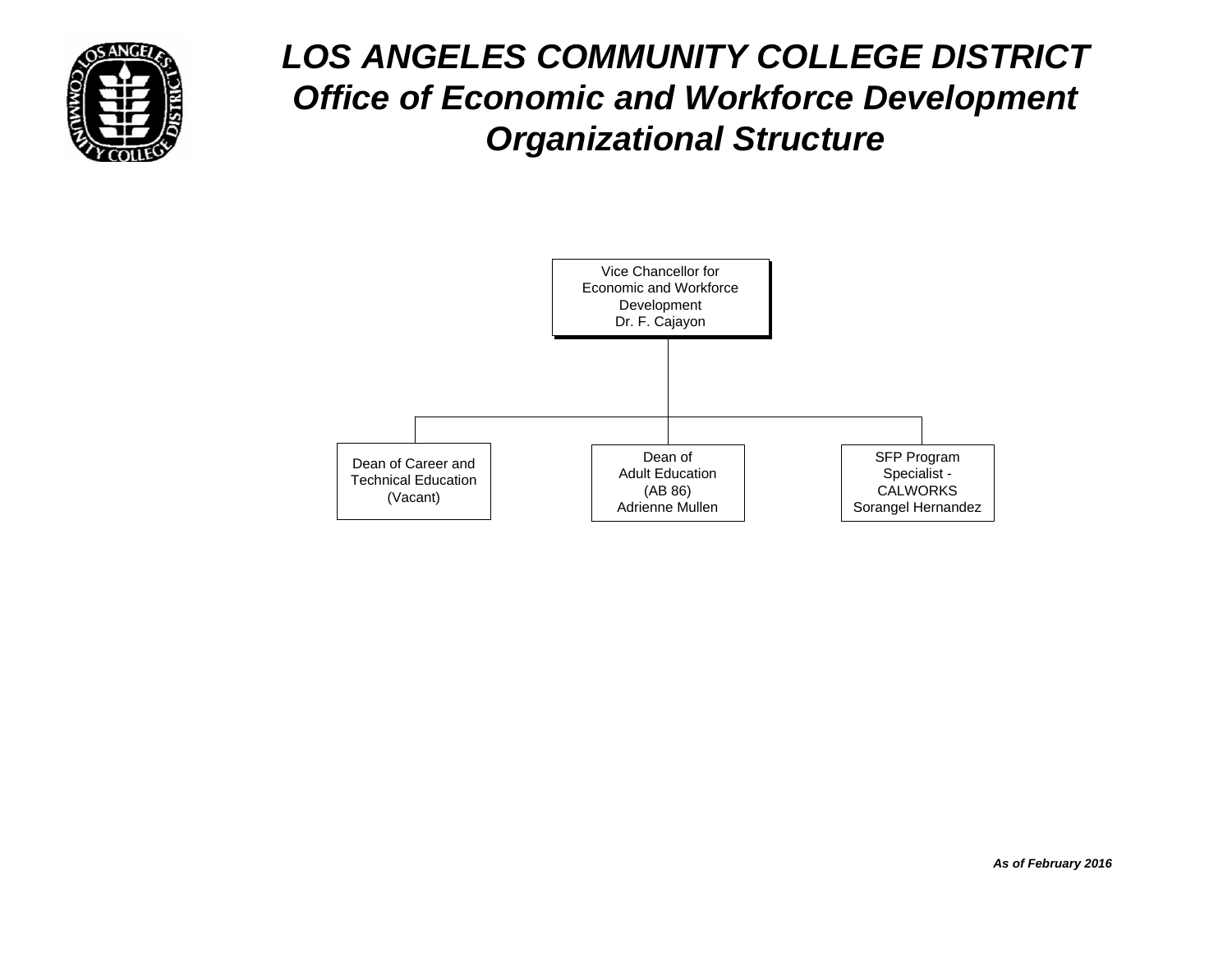# *LOS ANGELES COMMUNITY COLLEGE DISTRICT*
## *Office of Economic and Workforce Development*
## *Organizational Structure*

- Vice Chancellor for Economic and Workforce Development
  Dr. F. Cajayon
  - Dean of Career and Technical Education
    (Vacant)
  - Dean of Adult Education
    (AB 86)
    Adrienne Mullen
  - SFP Program Specialist - CALWORKS
    Sorangel Hernandez

***As of February 2016***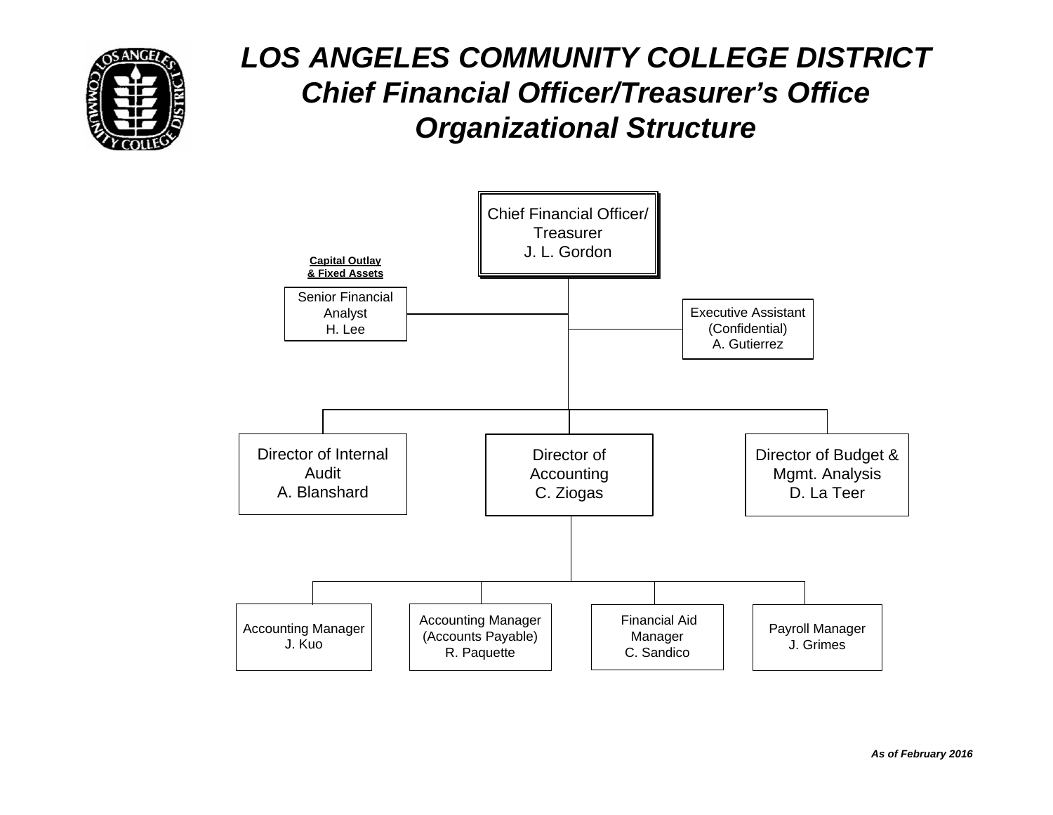# LOS ANGELES COMMUNITY COLLEGE DISTRICT

## Chief Financial Officer/Treasurer's Office

## Organizational Structure

- **Chief Financial Officer/Treasurer** — J. L. Gordon
  - **Capital Outlay & Fixed Assets**: Senior Financial Analyst — H. Lee
  - Executive Assistant (Confidential) — A. Gutierrez
  - Director of Internal Audit — A. Blanshard
  - Director of Accounting — C. Ziogas
    - Accounting Manager — J. Kuo
    - Accounting Manager (Accounts Payable) — R. Paquette
    - Financial Aid Manager — C. Sandico
    - Payroll Manager — J. Grimes
  - Director of Budget & Mgmt. Analysis — D. La Teer

*As of February 2016*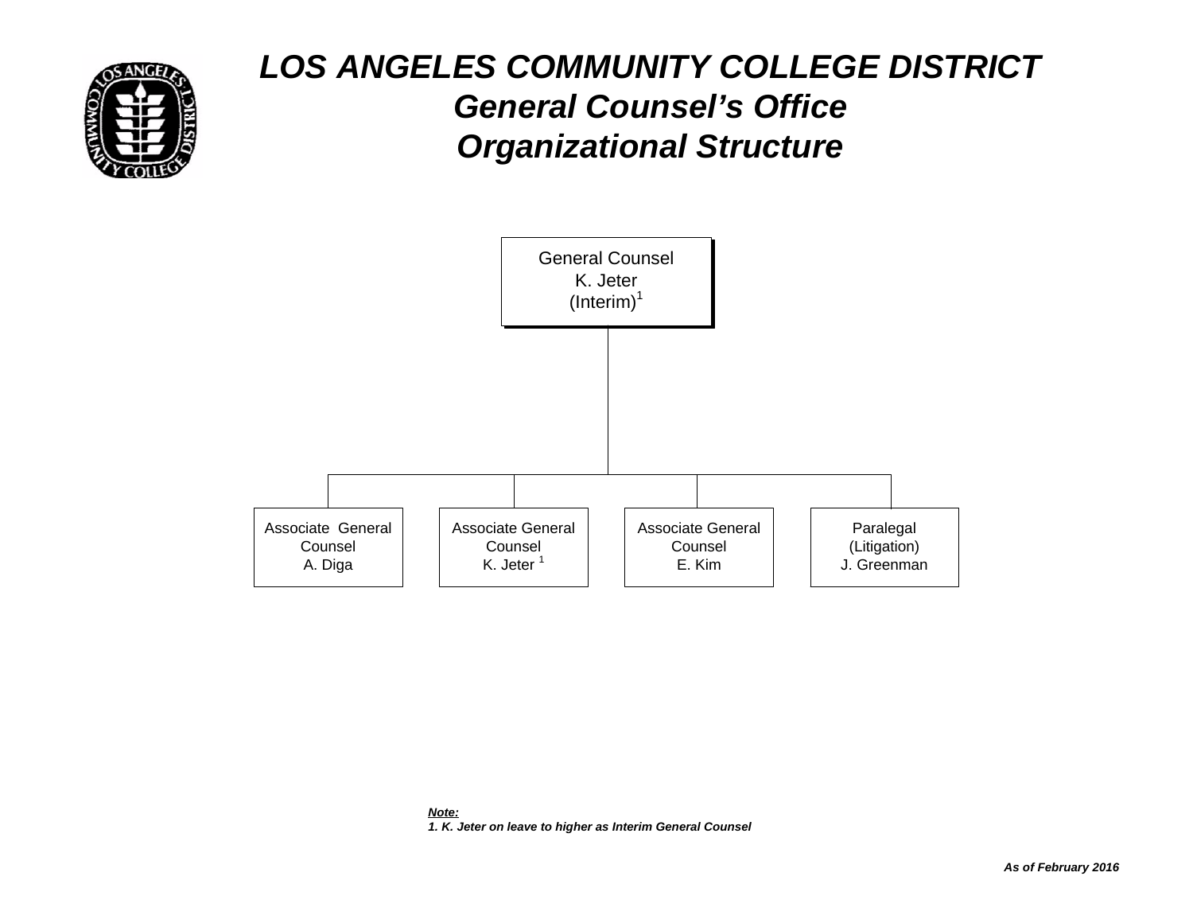# *LOS ANGELES COMMUNITY COLLEGE DISTRICT*

## *General Counsel's Office*

## *Organizational Structure*

**General Counsel**
K. Jeter
(Interim)[1]

- **Associate General Counsel**
  A. Diga
- **Associate General Counsel**
  K. Jeter [1]
- **Associate General Counsel**
  E. Kim
- **Paralegal (Litigation)**
  J. Greenman

***Note:***
***1. K. Jeter on leave to higher as Interim General Counsel***

***As of February 2016***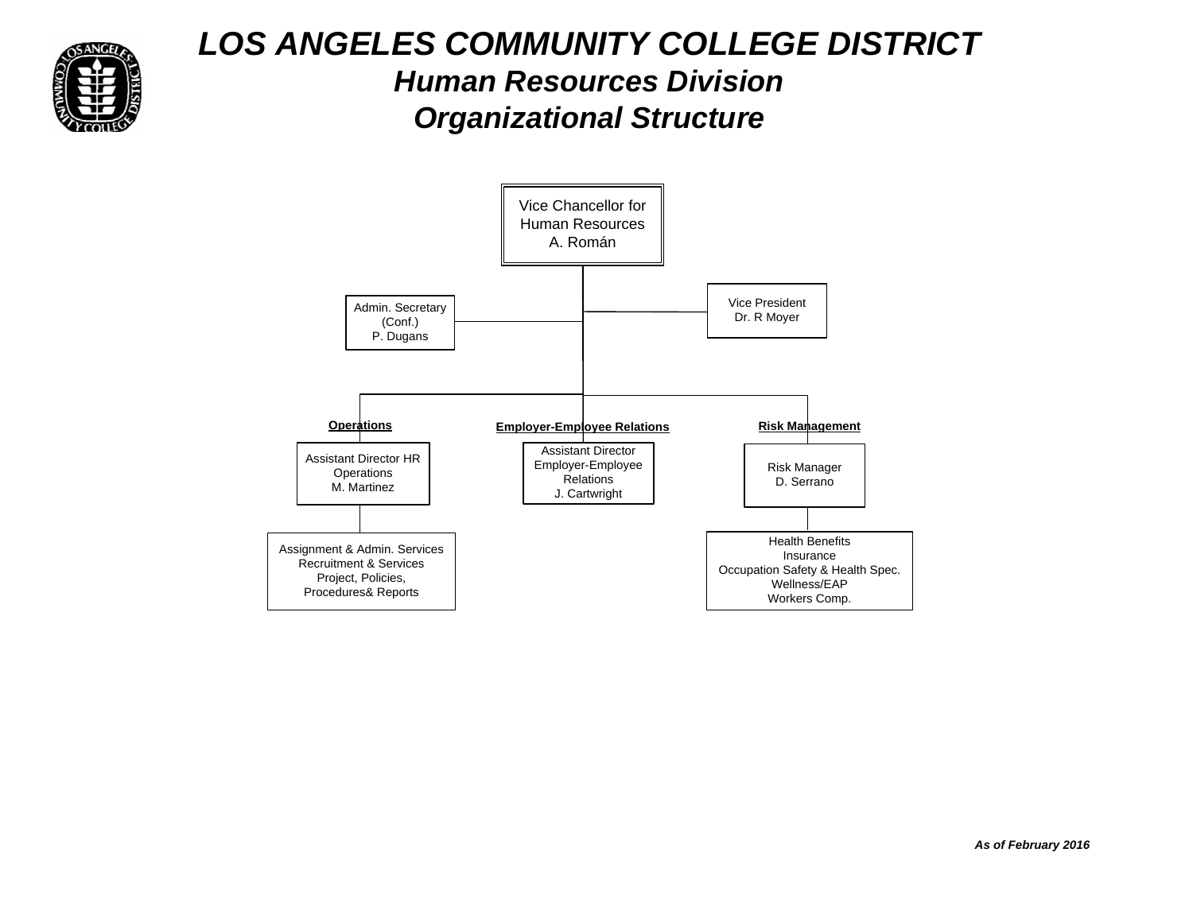# LOS ANGELES COMMUNITY COLLEGE DISTRICT

## *Human Resources Division*

## *Organizational Structure*

- **Vice Chancellor for Human Resources** – A. Román
  - Admin. Secretary (Conf.) – P. Dugans
  - Vice President – Dr. R Moyer
  - **Operations**
    - Assistant Director HR Operations – M. Martinez
      - Assignment & Admin. Services
      - Recruitment & Services
      - Project, Policies, Procedures& Reports
  - **Employer-Employee Relations**
    - Assistant Director Employer-Employee Relations – J. Cartwright
  - **Risk Management**
    - Risk Manager – D. Serrano
      - Health Benefits
      - Insurance
      - Occupation Safety & Health Spec.
      - Wellness/EAP
      - Workers Comp.

***As of February 2016***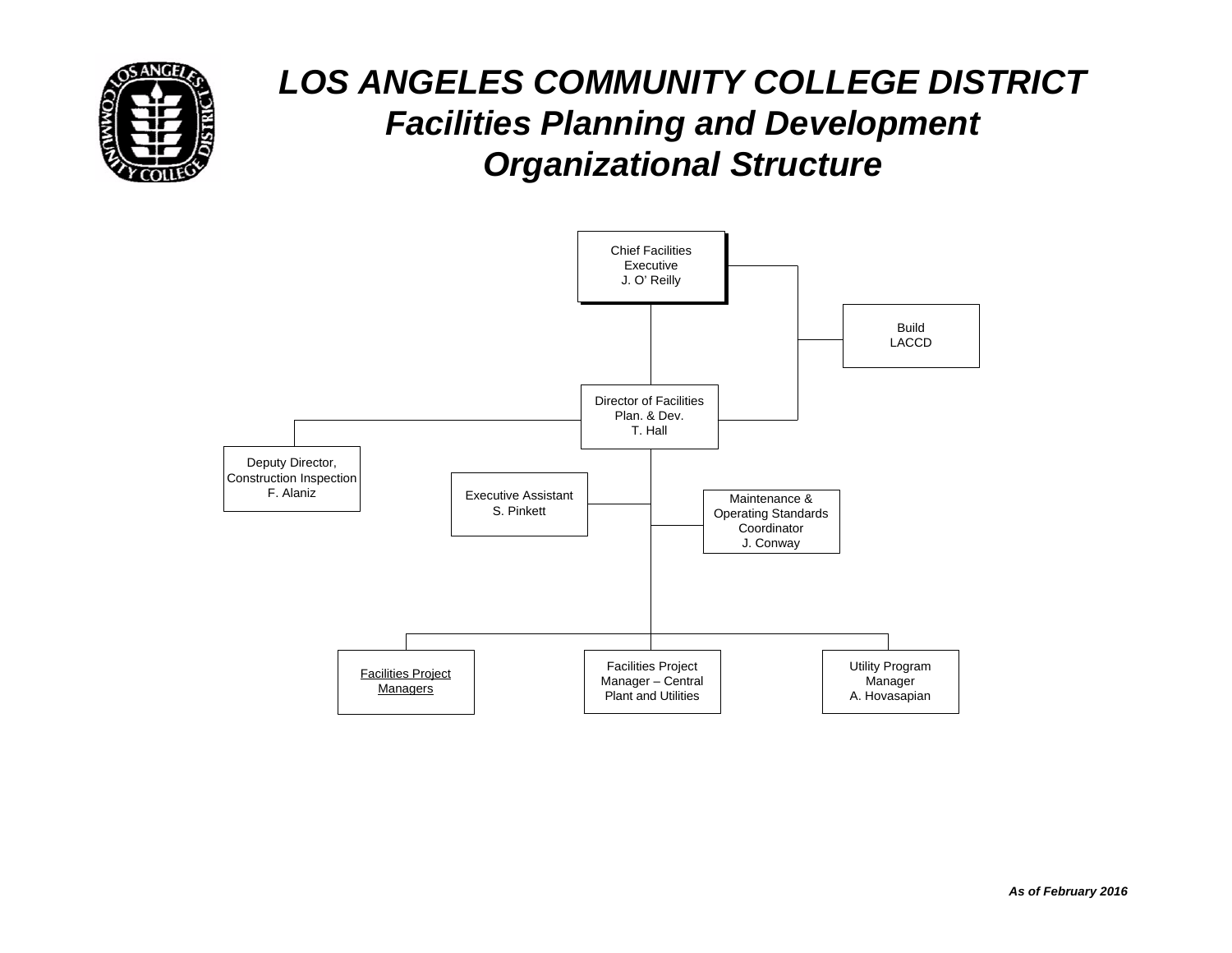# *LOS ANGELES COMMUNITY COLLEGE DISTRICT*

## *Facilities Planning and Development Organizational Structure*

- Chief Facilities Executive
  J. O' Reilly
  - Build LACCD
  - Director of Facilities Plan. & Dev.
    T. Hall
    - Deputy Director, Construction Inspection
      F. Alaniz
    - Executive Assistant
      S. Pinkett
    - Maintenance & Operating Standards Coordinator
      J. Conway
    - Facilities Project Managers
    - Facilities Project Manager – Central Plant and Utilities
    - Utility Program Manager
      A. Hovasapian

***As of February 2016***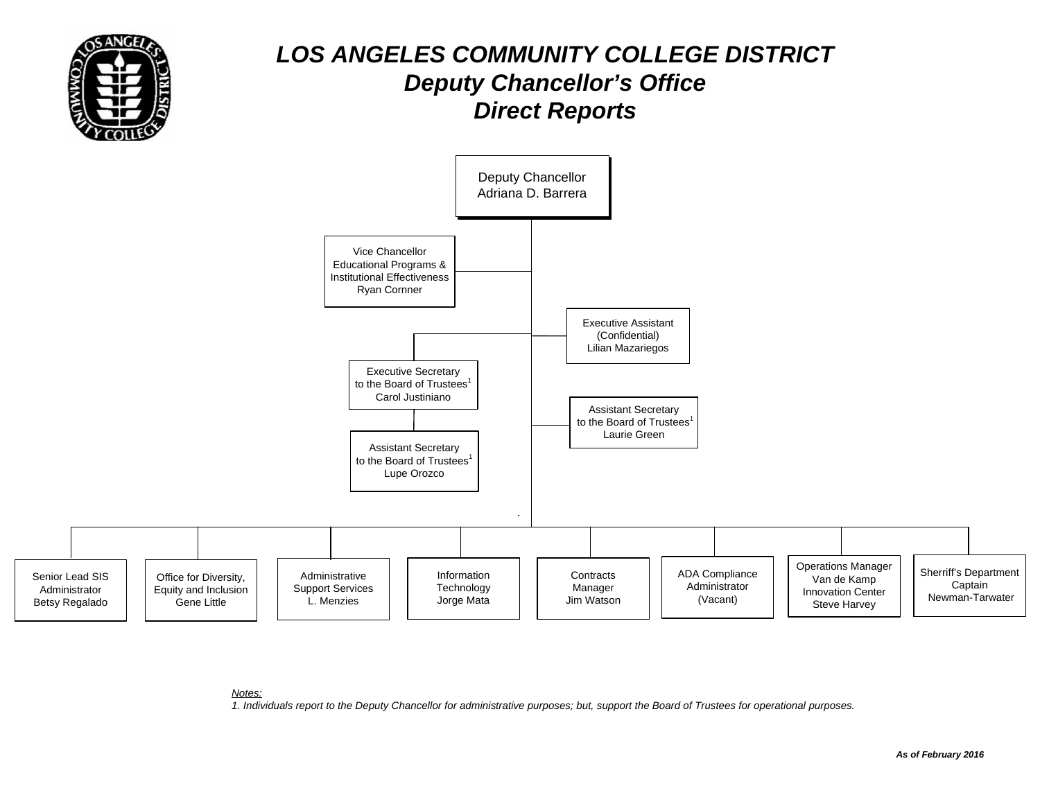# LOS ANGELES COMMUNITY COLLEGE DISTRICT
## Deputy Chancellor's Office
## Direct Reports

**Deputy Chancellor**
Adriana D. Barrera

- Vice Chancellor, Educational Programs & Institutional Effectiveness — Ryan Cornner
- Executive Assistant (Confidential) — Lilian Mazariegos
- Executive Secretary to the Board of Trustees[1] — Carol Justiniano
  - Assistant Secretary to the Board of Trustees[1] — Lupe Orozco
- Assistant Secretary to the Board of Trustees[1] — Laurie Green
- Senior Lead SIS Administrator — Betsy Regalado
- Office for Diversity, Equity and Inclusion — Gene Little
- Administrative Support Services — L. Menzies
- Information Technology — Jorge Mata
- Contracts Manager — Jim Watson
- ADA Compliance Administrator — (Vacant)
- Operations Manager Van de Kamp Innovation Center — Steve Harvey
- Sherriff's Department Captain — Newman-Tarwater

*Notes:*

*1. Individuals report to the Deputy Chancellor for administrative purposes; but, support the Board of Trustees for operational purposes.*

***As of February 2016***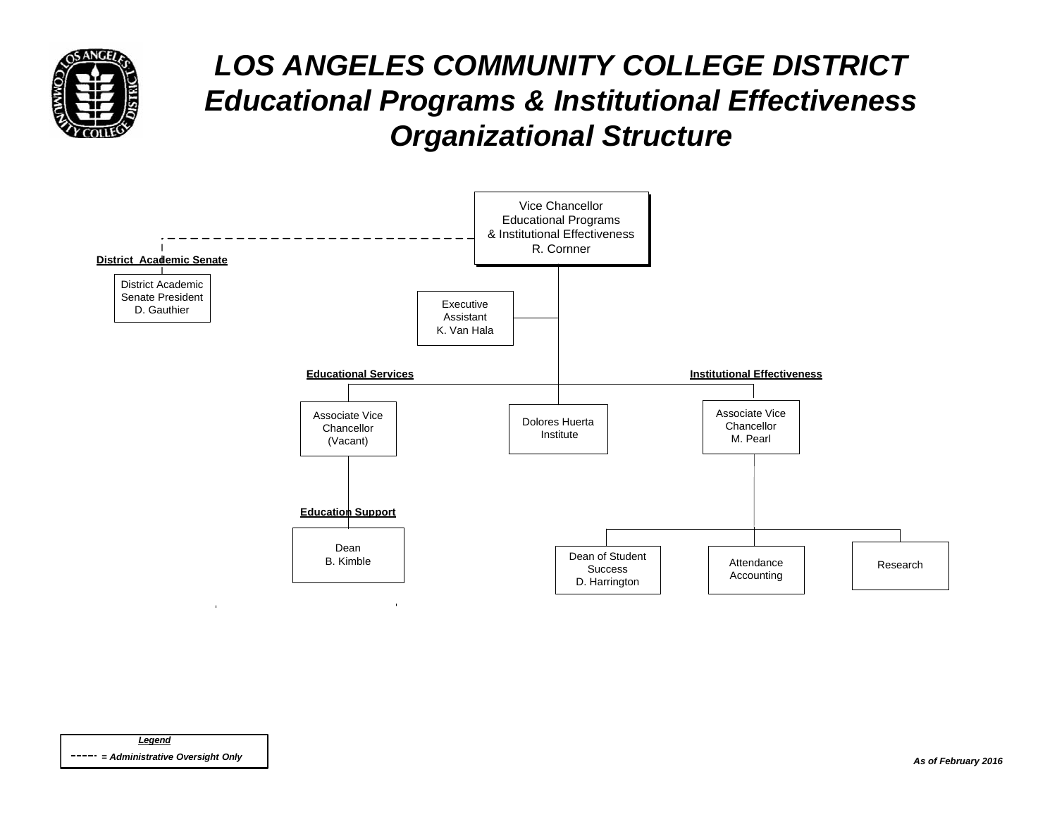# LOS ANGELES COMMUNITY COLLEGE DISTRICT
## *Educational Programs & Institutional Effectiveness Organizational Structure*

- **Vice Chancellor, Educational Programs & Institutional Effectiveness** — R. Cornner
  - Executive Assistant — K. Van Hala
  - **Educational Services**
    - Associate Vice Chancellor (Vacant)
      - **Education Support**
        - Dean — B. Kimble
  - Dolores Huerta Institute
  - **Institutional Effectiveness**
    - Associate Vice Chancellor — M. Pearl
      - Dean of Student Success — D. Harrington
      - Attendance Accounting
      - Research

**District Academic Senate** (administrative oversight only)

- District Academic Senate President — D. Gauthier

*Legend*

----- = *Administrative Oversight Only*

*As of February 2016*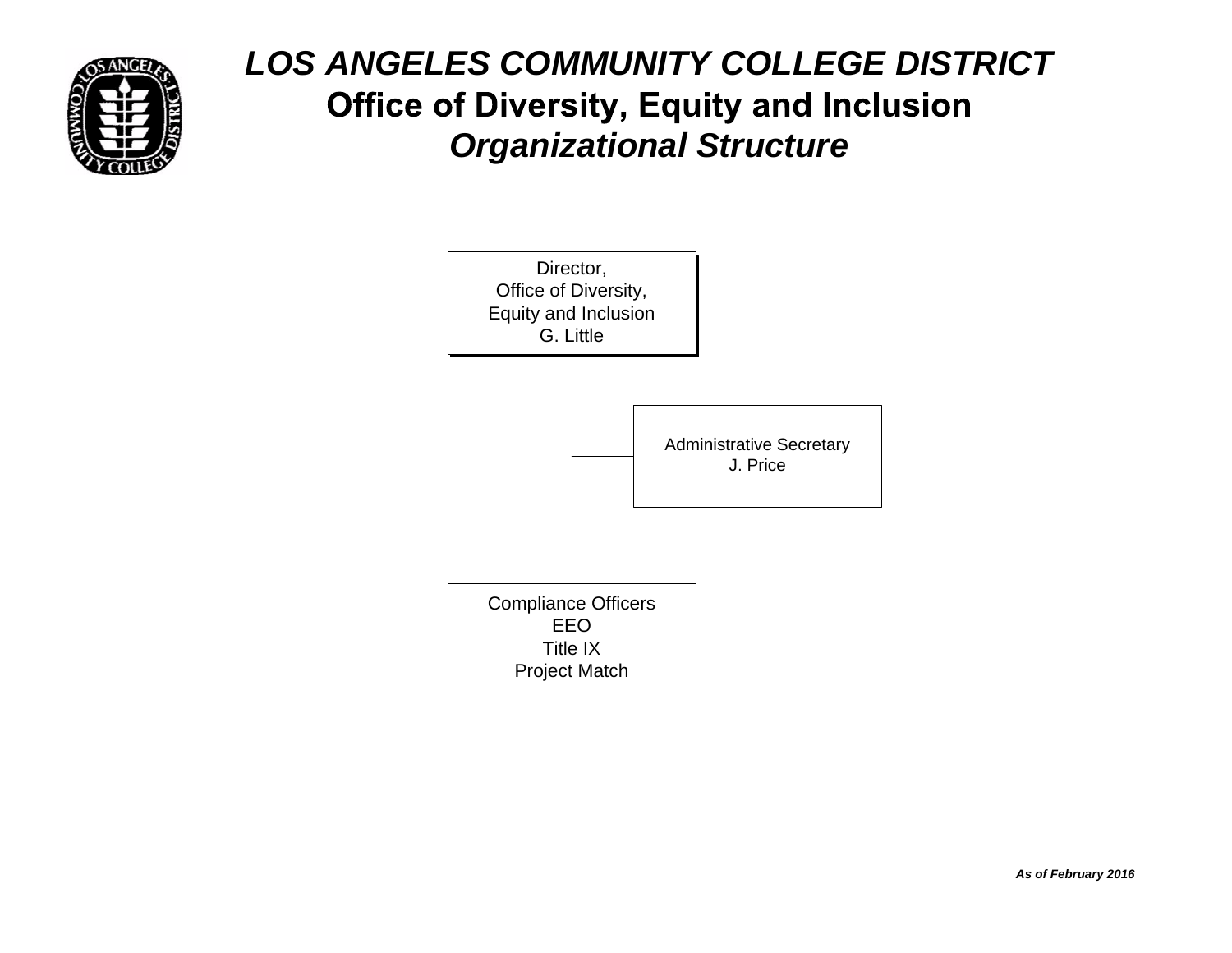# *LOS ANGELES COMMUNITY COLLEGE DISTRICT*

## Office of Diversity, Equity and Inclusion

### *Organizational Structure*

Director,
Office of Diversity,
Equity and Inclusion
G. Little

Administrative Secretary
J. Price

Compliance Officers
EEO
Title IX
Project Match

***As of February 2016***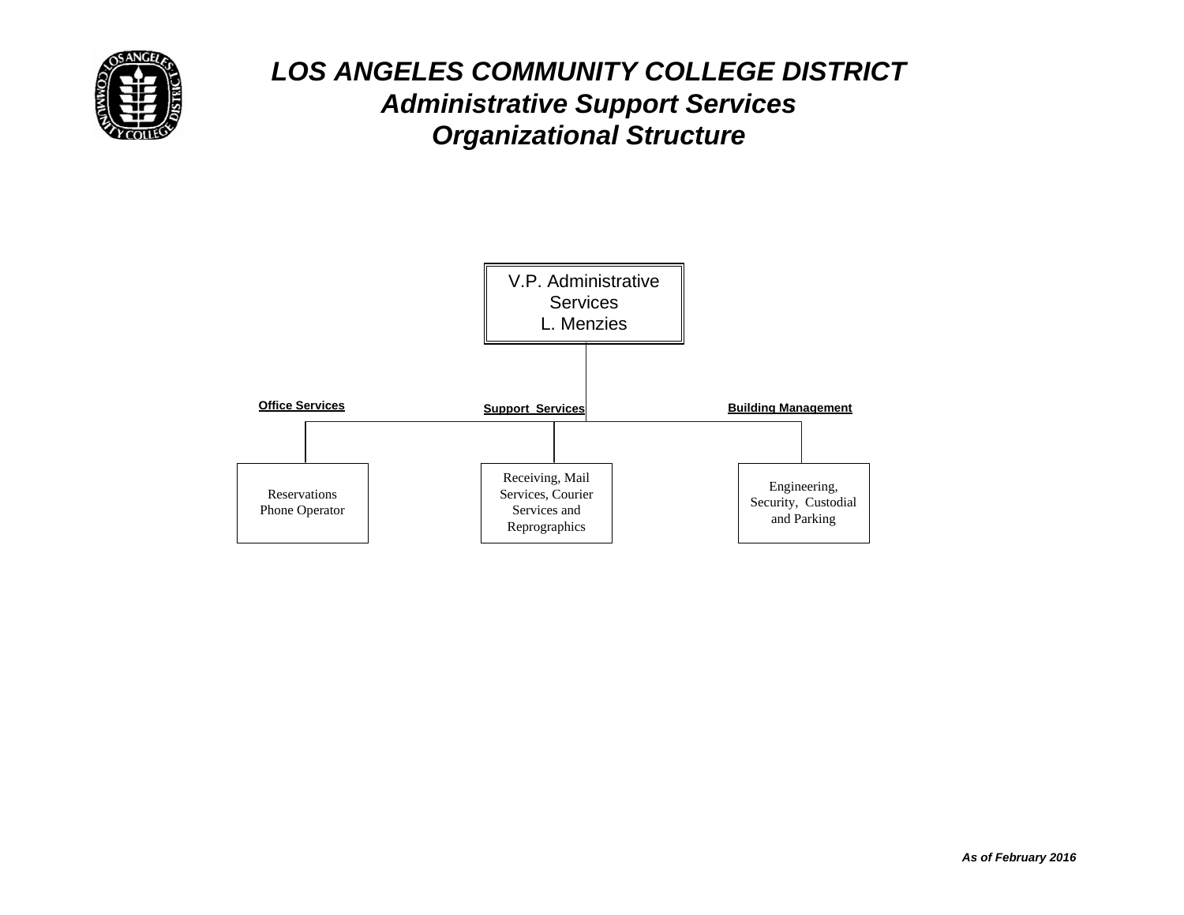# *LOS ANGELES COMMUNITY COLLEGE DISTRICT*

## *Administrative Support Services*

## *Organizational Structure*

**V.P. Administrative Services**
L. Menzies

- **Office Services**
  - Reservations Phone Operator
- **Support Services**
  - Receiving, Mail Services, Courier Services and Reprographics
- **Building Management**
  - Engineering, Security, Custodial and Parking

***As of February 2016***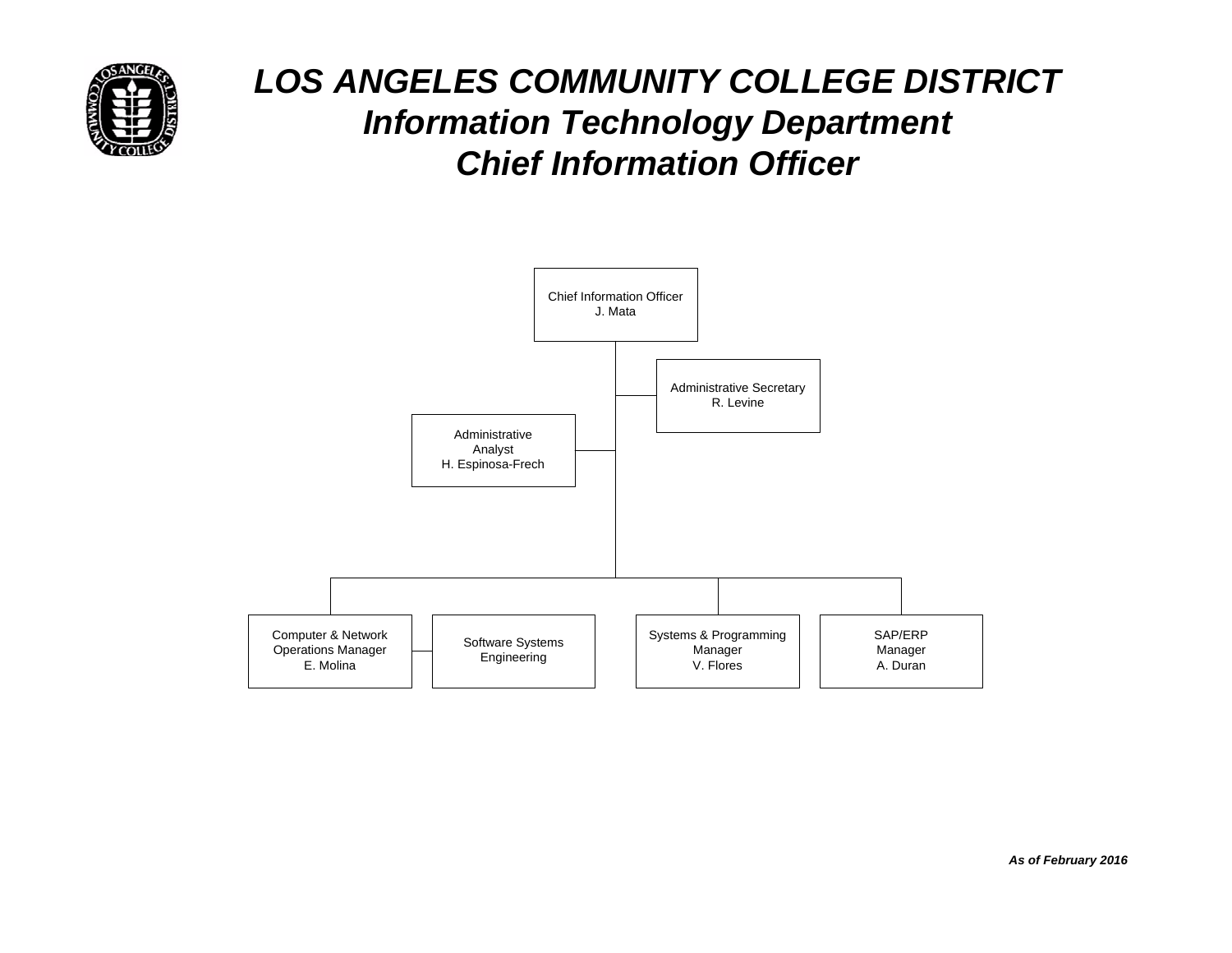# *LOS ANGELES COMMUNITY COLLEGE DISTRICT*
## *Information Technology Department*
## *Chief Information Officer*

- Chief Information Officer
  J. Mata
  - Administrative Secretary
    R. Levine
  - Administrative Analyst
    H. Espinosa-Frech
  - Computer & Network Operations Manager
    E. Molina
    - Software Systems Engineering
  - Systems & Programming Manager
    V. Flores
  - SAP/ERP Manager
    A. Duran

***As of February 2016***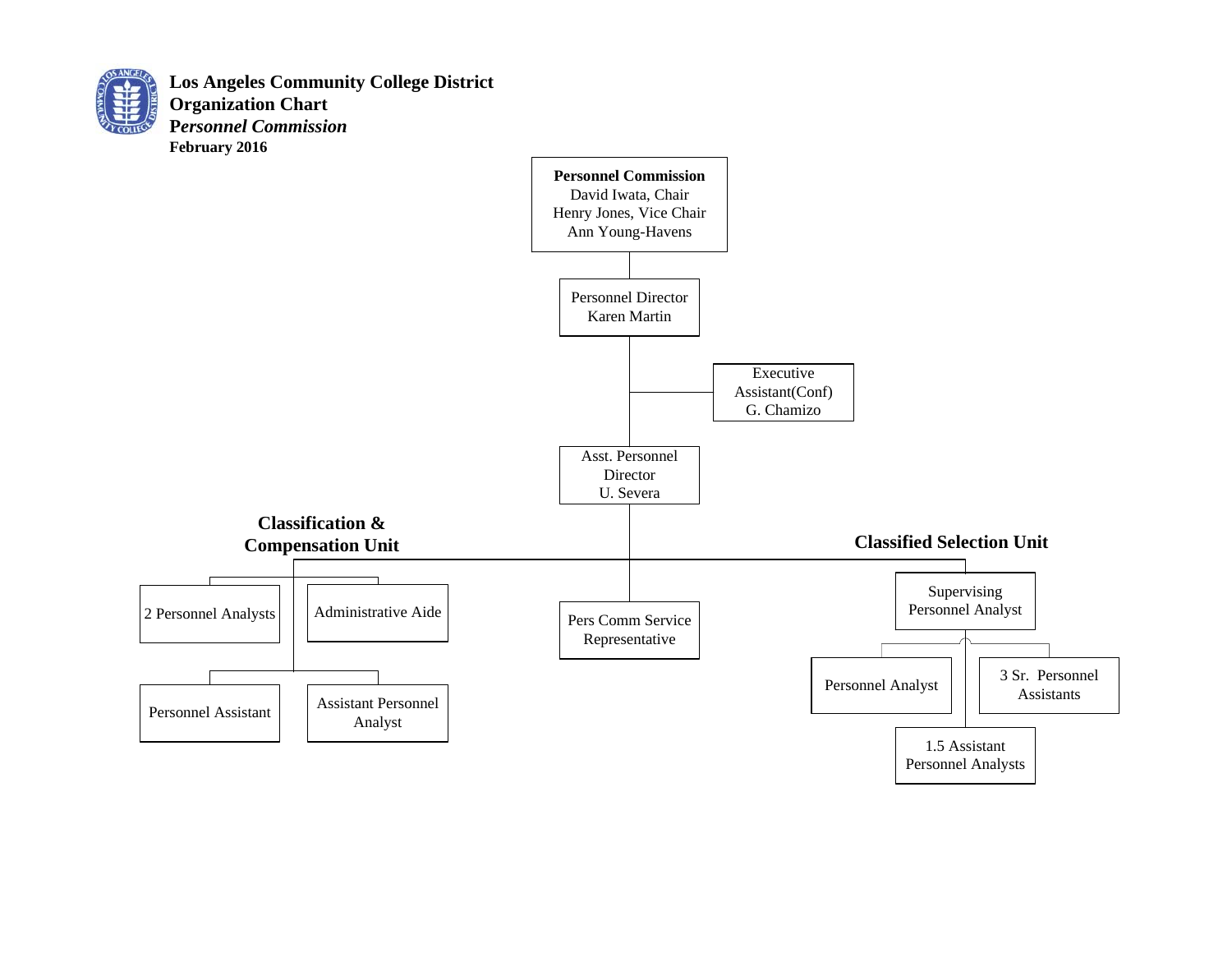**Los Angeles Community College District**
**Organization Chart**
***Personnel Commission***
**February 2016**

**Personnel Commission**
David Iwata, Chair
Henry Jones, Vice Chair
Ann Young-Havens

Personnel Director
Karen Martin

Executive Assistant(Conf)
G. Chamizo

Asst. Personnel Director
U. Severa

**Classification & Compensation Unit**

2 Personnel Analysts

Administrative Aide

Personnel Assistant

Assistant Personnel Analyst

Pers Comm Service Representative

**Classified Selection Unit**

Supervising Personnel Analyst

Personnel Analyst

3 Sr. Personnel Assistants

1.5 Assistant Personnel Analysts